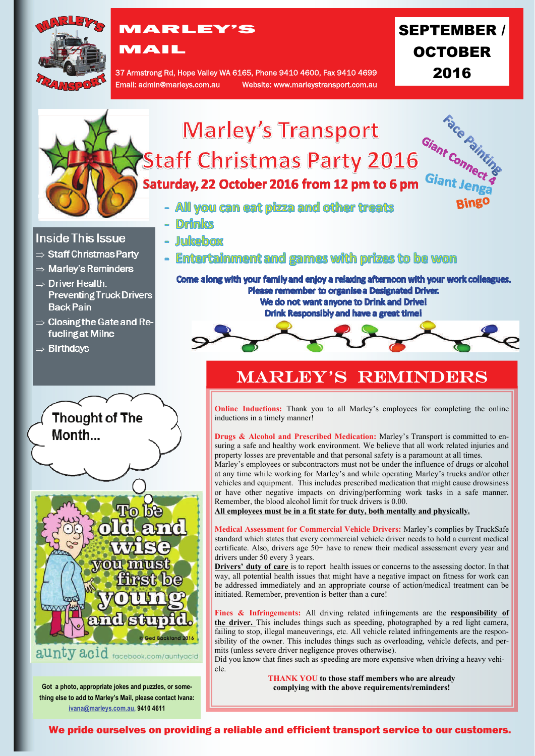# MARLEY'S MAIL

37 Armstrong Rd, Hope Valley WA 6165, Phone 9410 4600, Fax 9410 4699
Email: admin@marleys.com.au Website: www.marleystransport.com.au

**SEPTEMBER / OCTOBER 2016**

## Marley's Transport Staff Christmas Party 2016

### Saturday, 22 October 2016 from 12 pm to 6 pm

Face Painting
Giant Connect 4
Giant Jenga
Bingo

- All you can eat pizza and other treats
- Drinks
- Jukebox
- Entertainment and games with prizes to be won

**Come along with your family and enjoy a relaxing afternoon with your work colleagues.**
**Please remember to organise a Designated Driver.**
**We do not want anyone to Drink and Drive!**
**Drink Responsibly and have a great time!**

### Inside This Issue

- ⇒ Staff Christmas Party
- ⇒ Marley's Reminders
- ⇒ Driver Health: Preventing Truck Drivers Back Pain
- ⇒ Closing the Gate and Re-fueling at Milne
- ⇒ Birthdays

### Thought of The Month...

To be old and wise you must first be young and stupid.

© Ged Backland 2016
aunty acid facebook.com/auntyacid

**Got a photo, appropriate jokes and puzzles, or something else to add to Marley's Mail, please contact Ivana: ivana@marleys.com.au, 9410 4611**

## MARLEY'S REMINDERS

**Online Inductions:** Thank you to all Marley's employees for completing the online inductions in a timely manner!

**Drugs & Alcohol and Prescribed Medication:** Marley's Transport is committed to ensuring a safe and healthy work environment. We believe that all work related injuries and property losses are preventable and that personal safety is a paramount at all times.
Marley's employees or subcontractors must not be under the influence of drugs or alcohol at any time while working for Marley's and while operating Marley's trucks and/or other vehicles and equipment. This includes prescribed medication that might cause drowsiness or have other negative impacts on driving/performing work tasks in a safe manner. Remember, the blood alcohol limit for truck drivers is 0.00.
**All employees must be in a fit state for duty, both mentally and physically.**

**Medical Assessment for Commercial Vehicle Drivers:** Marley's complies by TruckSafe standard which states that every commercial vehicle driver needs to hold a current medical certificate. Also, drivers age 50+ have to renew their medical assessment every year and drivers under 50 every 3 years.
**Drivers' duty of care** is to report health issues or concerns to the assessing doctor. In that way, all potential health issues that might have a negative impact on fitness for work can be addressed immediately and an appropriate course of action/medical treatment can be initiated. Remember, prevention is better than a cure!

**Fines & Infringements:** All driving related infringements are the **responsibility of the driver.** This includes things such as speeding, photographed by a red light camera, failing to stop, illegal maneuverings, etc. All vehicle related infringements are the responsibility of the owner. This includes things such as overloading, vehicle defects, and permits (unless severe driver negligence proves otherwise).
Did you know that fines such as speeding are more expensive when driving a heavy vehicle.

**THANK YOU to those staff members who are already complying with the above requirements/reminders!**

**We pride ourselves on providing a reliable and efficient transport service to our customers.**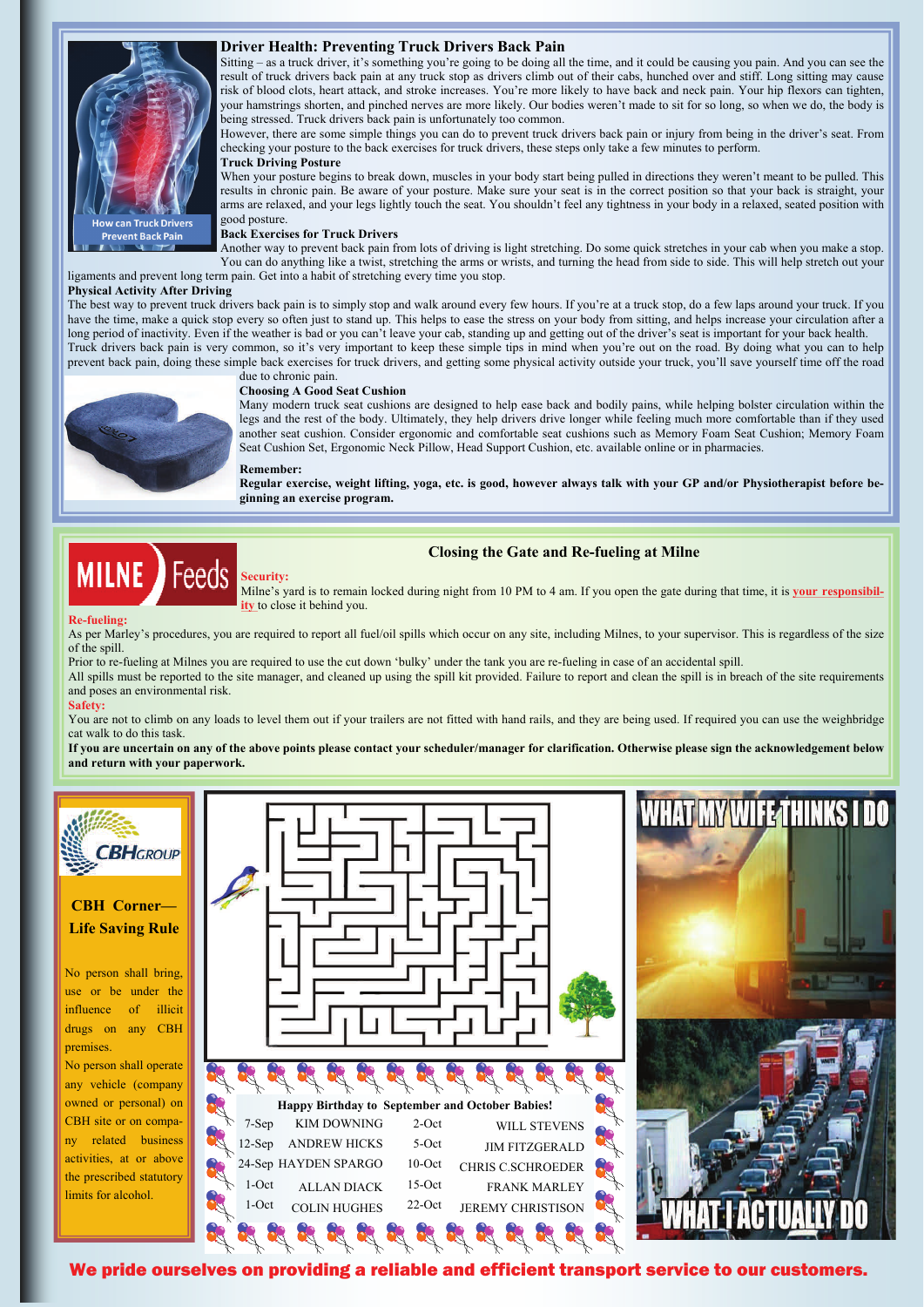## Driver Health: Preventing Truck Drivers Back Pain

How can Truck Drivers Prevent Back Pain

Sitting – as a truck driver, it's something you're going to be doing all the time, and it could be causing you pain. And you can see the result of truck drivers back pain at any truck stop as drivers climb out of their cabs, hunched over and stiff. Long sitting may cause risk of blood clots, heart attack, and stroke increases. You're more likely to have back and neck pain. Your hip flexors can tighten, your hamstrings shorten, and pinched nerves are more likely. Our bodies weren't made to sit for so long, so when we do, the body is being stressed. Truck drivers back pain is unfortunately too common.

However, there are some simple things you can do to prevent truck drivers back pain or injury from being in the driver's seat. From checking your posture to the back exercises for truck drivers, these steps only take a few minutes to perform.

**Truck Driving Posture**

When your posture begins to break down, muscles in your body start being pulled in directions they weren't meant to be pulled. This results in chronic pain. Be aware of your posture. Make sure your seat is in the correct position so that your back is straight, your arms are relaxed, and your legs lightly touch the seat. You shouldn't feel any tightness in your body in a relaxed, seated position with good posture.

**Back Exercises for Truck Drivers**

Another way to prevent back pain from lots of driving is light stretching. Do some quick stretches in your cab when you make a stop. You can do anything like a twist, stretching the arms or wrists, and turning the head from side to side. This will help stretch out your ligaments and prevent long term pain. Get into a habit of stretching every time you stop.

**Physical Activity After Driving**

The best way to prevent truck drivers back pain is to simply stop and walk around every few hours. If you're at a truck stop, do a few laps around your truck. If you have the time, make a quick stop every so often just to stand up. This helps to ease the stress on your body from sitting, and helps increase your circulation after a long period of inactivity. Even if the weather is bad or you can't leave your cab, standing up and getting out of the driver's seat is important for your back health.

Truck drivers back pain is very common, so it's very important to keep these simple tips in mind when you're out on the road. By doing what you can to help prevent back pain, doing these simple back exercises for truck drivers, and getting some physical activity outside your truck, you'll save yourself time off the road due to chronic pain.

**Choosing A Good Seat Cushion**

Many modern truck seat cushions are designed to help ease back and bodily pains, while helping bolster circulation within the legs and the rest of the body. Ultimately, they help drivers drive longer while feeling much more comfortable than if they used another seat cushion. Consider ergonomic and comfortable seat cushions such as Memory Foam Seat Cushion; Memory Foam Seat Cushion Set, Ergonomic Neck Pillow, Head Support Cushion, etc. available online or in pharmacies.

**Remember:**

**Regular exercise, weight lifting, yoga, etc. is good, however always talk with your GP and/or Physiotherapist before beginning an exercise program.**

## MILNE Feeds

## Closing the Gate and Re-fueling at Milne

**Security:**

Milne's yard is to remain locked during night from 10 PM to 4 am. If you open the gate during that time, it is **your responsibility** to close it behind you.

**Re-fueling:**

As per Marley's procedures, you are required to report all fuel/oil spills which occur on any site, including Milnes, to your supervisor. This is regardless of the size of the spill.

Prior to re-fueling at Milnes you are required to use the cut down 'bulky' under the tank you are re-fueling in case of an accidental spill.

All spills must be reported to the site manager, and cleaned up using the spill kit provided. Failure to report and clean the spill is in breach of the site requirements and poses an environmental risk.

**Safety:**

You are not to climb on any loads to level them out if your trailers are not fitted with hand rails, and they are being used. If required you can use the weighbridge cat walk to do this task.

**If you are uncertain on any of the above points please contact your scheduler/manager for clarification. Otherwise please sign the acknowledgement below and return with your paperwork.**

## CBH Corner— Life Saving Rule

CBH GROUP

No person shall bring, use or be under the influence of illicit drugs on any CBH premises.

No person shall operate any vehicle (company owned or personal) on CBH site or on company related business activities, at or above the prescribed statutory limits for alcohol.

**Happy Birthday to September and October Babies!**

| | | | |
|---|---|---|---|
| 7-Sep | KIM DOWNING | 2-Oct | WILL STEVENS |
| 12-Sep | ANDREW HICKS | 5-Oct | JIM FITZGERALD |
| 24-Sep | HAYDEN SPARGO | 10-Oct | CHRIS C.SCHROEDER |
| 1-Oct | ALLAN DIACK | 15-Oct | FRANK MARLEY |
| 1-Oct | COLIN HUGHES | 22-Oct | JEREMY CHRISTISON |

WHAT MY WIFE THINKS I DO

WHAT I ACTUALLY DO

**We pride ourselves on providing a reliable and efficient transport service to our customers.**